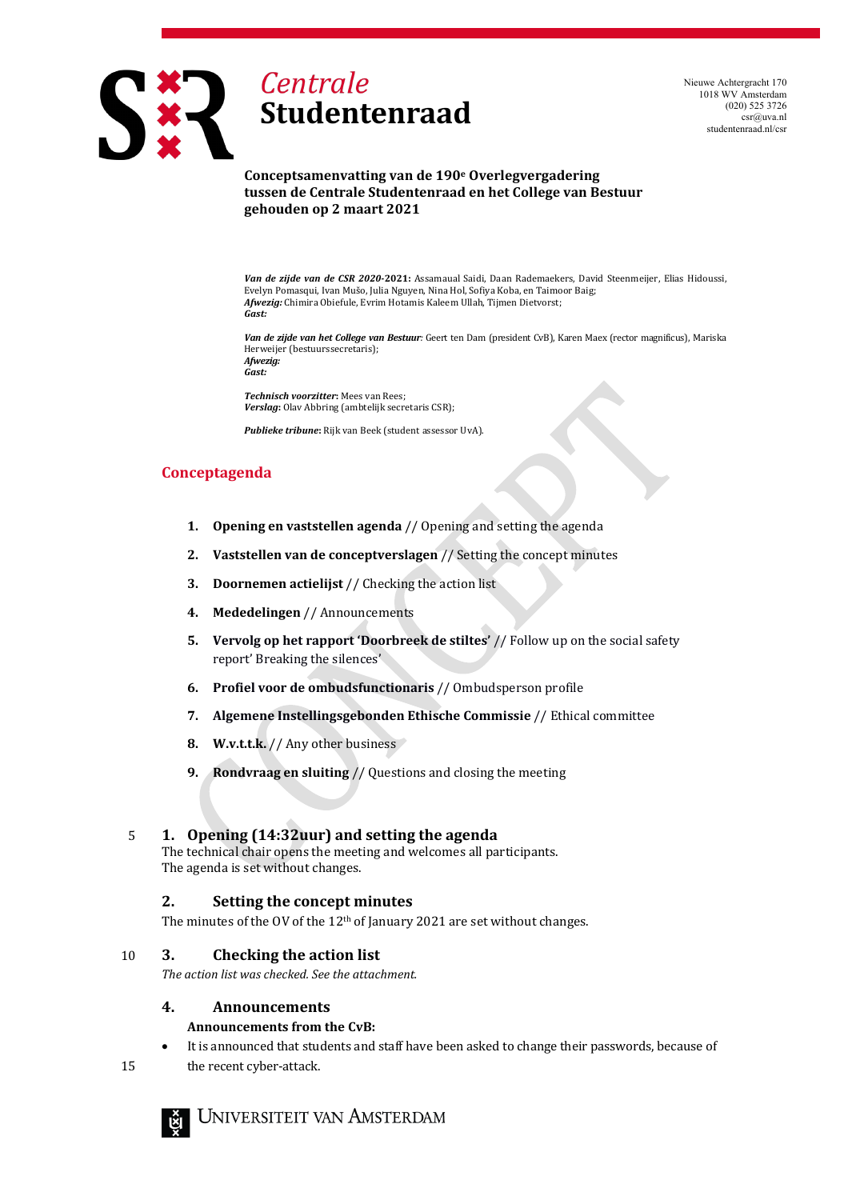# Centrale Studentenraad

Nieuwe Achtergracht 170
1018 WV Amsterdam
(020) 525 3726
csr@uva.nl
studentenraad.nl/csr

**Conceptsamenvatting van de 190e Overlegvergadering tussen de Centrale Studentenraad en het College van Bestuur gehouden op 2 maart 2021**

***Van de zijde van de CSR 2020*-2021:** Assamaual Saidi, Daan Rademaekers, David Steenmeijer, Elias Hidoussi, Evelyn Pomasqui, Ivan Mušo, Julia Nguyen, Nina Hol, Sofiya Koba, en Taimoor Baig;
***Afwezig:*** Chimira Obiefule, Evrim Hotamis Kaleem Ullah, Tijmen Dietvorst;
***Gast:***

***Van de zijde van het College van Bestuur*:** Geert ten Dam (president CvB), Karen Maex (rector magnificus), Mariska Herweijer (bestuurssecretaris);
***Afwezig:***
***Gast:***

***Technisch voorzitter*:** Mees van Rees;
***Verslag*:** Olav Abbring (ambtelijk secretaris CSR);

***Publieke tribune*:** Rijk van Beek (student assessor UvA).

## Conceptagenda

1. **Opening en vaststellen agenda** // Opening and setting the agenda
2. **Vaststellen van de conceptverslagen** // Setting the concept minutes
3. **Doornemen actielijst** // Checking the action list
4. **Mededelingen** // Announcements
5. **Vervolg op het rapport 'Doorbreek de stiltes'** // Follow up on the social safety report' Breaking the silences'
6. **Profiel voor de ombudsfunctionaris** // Ombudsperson profile
7. **Algemene Instellingsgebonden Ethische Commissie** // Ethical committee
8. **W.v.t.t.k.** // Any other business
9. **Rondvraag en sluiting** // Questions and closing the meeting

## 1. Opening (14:32uur) and setting the agenda

The technical chair opens the meeting and welcomes all participants.
The agenda is set without changes.

## 2. Setting the concept minutes

The minutes of the OV of the 12th of January 2021 are set without changes.

## 3. Checking the action list

*The action list was checked. See the attachment.*

## 4. Announcements

**Announcements from the CvB:**

- It is announced that students and staff have been asked to change their passwords, because of the recent cyber-attack.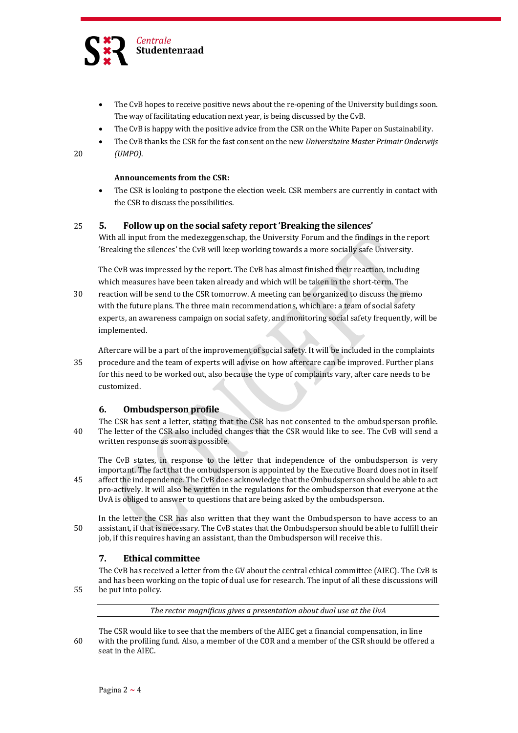- The CvB hopes to receive positive news about the re-opening of the University buildings soon. The way of facilitating education next year, is being discussed by the CvB.
- The CvB is happy with the positive advice from the CSR on the White Paper on Sustainability.
- The CvB thanks the CSR for the fast consent on the new *Universitaire Master Primair Onderwijs (UMPO).*

**Announcements from the CSR:**

- The CSR is looking to postpone the election week. CSR members are currently in contact with the CSB to discuss the possibilities.

## 5. Follow up on the social safety report 'Breaking the silences'

With all input from the medezeggenschap, the University Forum and the findings in the report 'Breaking the silences' the CvB will keep working towards a more socially safe University.

The CvB was impressed by the report. The CvB has almost finished their reaction, including which measures have been taken already and which will be taken in the short-term. The reaction will be send to the CSR tomorrow. A meeting can be organized to discuss the memo with the future plans. The three main recommendations, which are: a team of social safety experts, an awareness campaign on social safety, and monitoring social safety frequently, will be implemented.

Aftercare will be a part of the improvement of social safety. It will be included in the complaints procedure and the team of experts will advise on how aftercare can be improved. Further plans for this need to be worked out, also because the type of complaints vary, after care needs to be customized.

## 6. Ombudsperson profile

The CSR has sent a letter, stating that the CSR has not consented to the ombudsperson profile. The letter of the CSR also included changes that the CSR would like to see. The CvB will send a written response as soon as possible.

The CvB states, in response to the letter that independence of the ombudsperson is very important. The fact that the ombudsperson is appointed by the Executive Board does not in itself affect the independence. The CvB does acknowledge that the Ombudsperson should be able to act pro-actively. It will also be written in the regulations for the ombudsperson that everyone at the UvA is obliged to answer to questions that are being asked by the ombudsperson.

In the letter the CSR has also written that they want the Ombudsperson to have access to an assistant, if that is necessary. The CvB states that the Ombudsperson should be able to fulfill their job, if this requires having an assistant, than the Ombudsperson will receive this.

## 7. Ethical committee

The CvB has received a letter from the GV about the central ethical committee (AIEC). The CvB is and has been working on the topic of dual use for research. The input of all these discussions will be put into policy.

---

*The rector magnificus gives a presentation about dual use at the UvA*

---

The CSR would like to see that the members of the AIEC get a financial compensation, in line with the profiling fund. Also, a member of the COR and a member of the CSR should be offered a seat in the AIEC.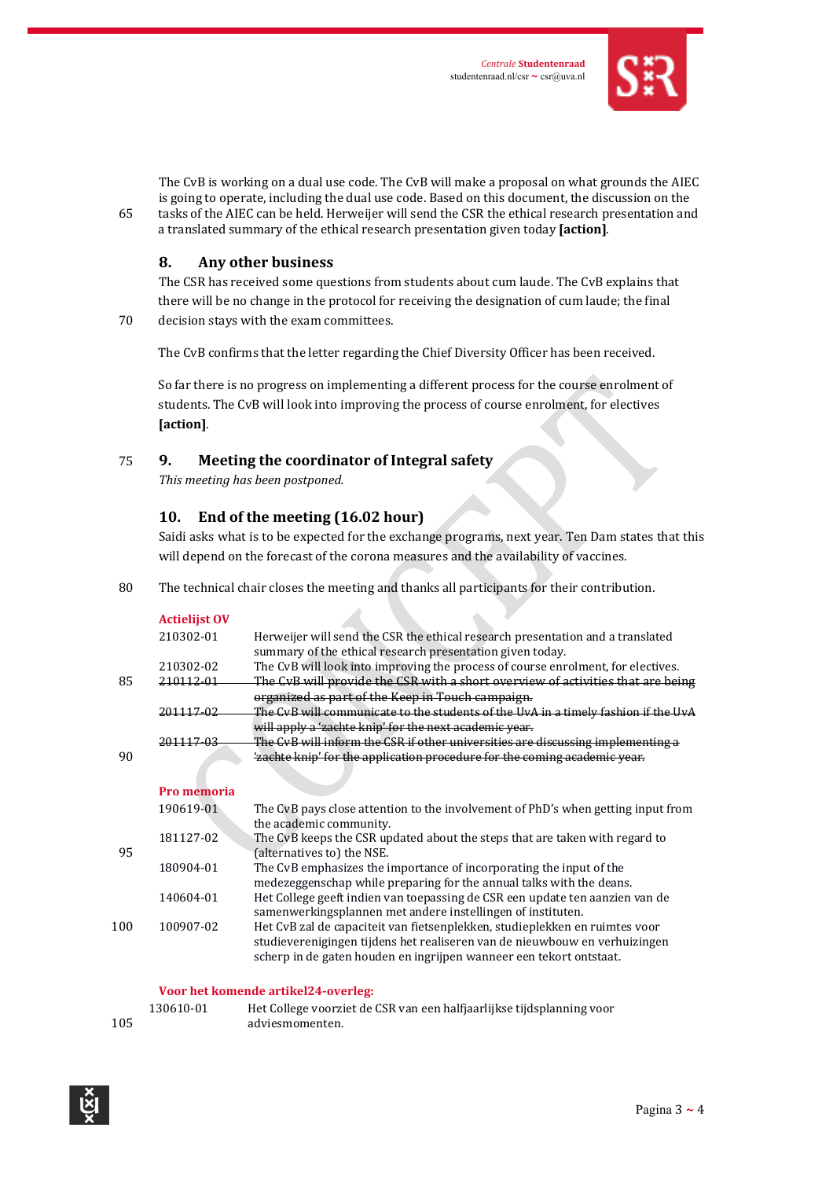The CvB is working on a dual use code. The CvB will make a proposal on what grounds the AIEC is going to operate, including the dual use code. Based on this document, the discussion on the tasks of the AIEC can be held. Herweijer will send the CSR the ethical research presentation and a translated summary of the ethical research presentation given today **[action]**.

## 8. Any other business

The CSR has received some questions from students about cum laude. The CvB explains that there will be no change in the protocol for receiving the designation of cum laude; the final decision stays with the exam committees.

The CvB confirms that the letter regarding the Chief Diversity Officer has been received.

So far there is no progress on implementing a different process for the course enrolment of students. The CvB will look into improving the process of course enrolment, for electives **[action]**.

## 9. Meeting the coordinator of Integral safety

*This meeting has been postponed.*

## 10. End of the meeting (16.02 hour)

Saidi asks what is to be expected for the exchange programs, next year. Ten Dam states that this will depend on the forecast of the corona measures and the availability of vaccines.

The technical chair closes the meeting and thanks all participants for their contribution.

**Actielijst OV**

| | |
|---|---|
| 210302-01 | Herweijer will send the CSR the ethical research presentation and a translated summary of the ethical research presentation given today. |
| 210302-02 | The CvB will look into improving the process of course enrolment, for electives. |
| ~~210112-01~~ | ~~The CvB will provide the CSR with a short overview of activities that are being organized as part of the Keep in Touch campaign.~~ |
| ~~201117-02~~ | ~~The CvB will communicate to the students of the UvA in a timely fashion if the UvA will apply a 'zachte knip' for the next academic year.~~ |
| ~~201117-03~~ | ~~The CvB will inform the CSR if other universities are discussing implementing a 'zachte knip' for the application procedure for the coming academic year.~~ |

**Pro memoria**

| | |
|---|---|
| 190619-01 | The CvB pays close attention to the involvement of PhD's when getting input from the academic community. |
| 181127-02 | The CvB keeps the CSR updated about the steps that are taken with regard to (alternatives to) the NSE. |
| 180904-01 | The CvB emphasizes the importance of incorporating the input of the medezeggenschap while preparing for the annual talks with the deans. |
| 140604-01 | Het College geeft indien van toepassing de CSR een update ten aanzien van de samenwerkingsplannen met andere instellingen of instituten. |
| 100907-02 | Het CvB zal de capaciteit van fietsenplekken, studieplekken en ruimtes voor studieverenigingen tijdens het realiseren van de nieuwbouw en verhuizingen scherp in de gaten houden en ingrijpen wanneer een tekort ontstaat. |

**Voor het komende artikel24-overleg:**

| | |
|---|---|
| 130610-01 | Het College voorziet de CSR van een halfjaarlijkse tijdsplanning voor adviesmomenten. |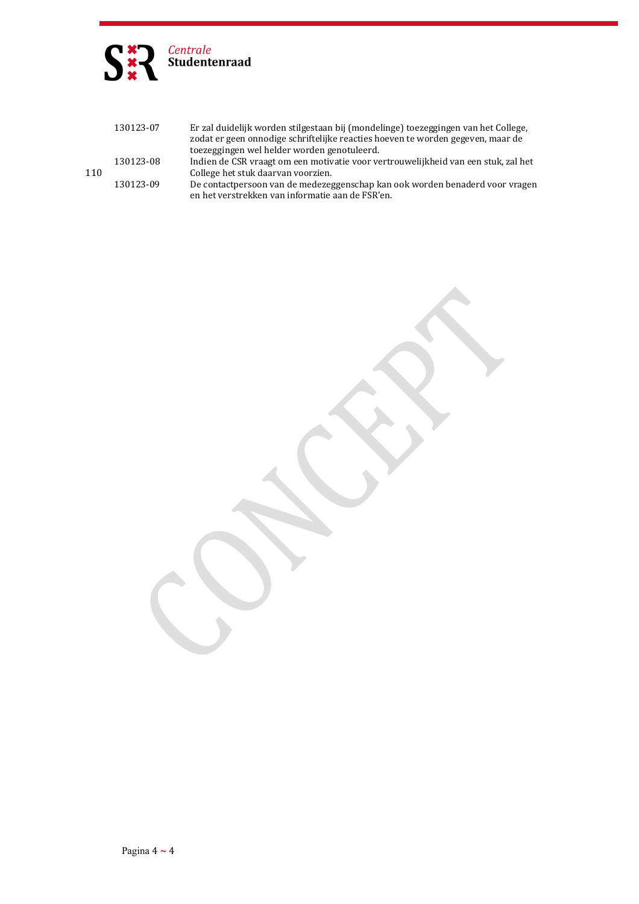| | |
|---|---|
| 130123-07 | Er zal duidelijk worden stilgestaan bij (mondelinge) toezeggingen van het College, zodat er geen onnodige schriftelijke reacties hoeven te worden gegeven, maar de toezeggingen wel helder worden genotuleerd. |
| 130123-08 | Indien de CSR vraagt om een motivatie voor vertrouwelijkheid van een stuk, zal het College het stuk daarvan voorzien. |
| 130123-09 | De contactpersoon van de medezeggenschap kan ook worden benaderd voor vragen en het verstrekken van informatie aan de FSR'en. |